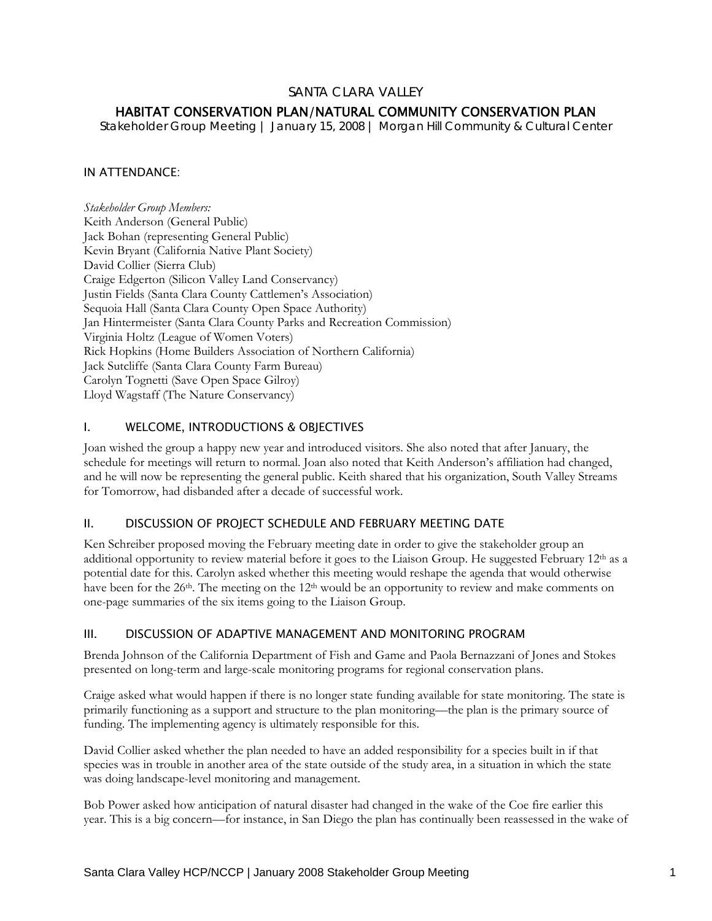# SANTA CLARA VALLEY

## HABITAT CONSERVATION PLAN/NATURAL COMMUNITY CONSERVATION PLAN

Stakeholder Group Meeting | January 15, 2008 | Morgan Hill Community & Cultural Center

### IN ATTENDANCE:

*Stakeholder Group Members:*

Keith Anderson (General Public)
Jack Bohan (representing General Public)
Kevin Bryant (California Native Plant Society)
David Collier (Sierra Club)
Craige Edgerton (Silicon Valley Land Conservancy)
Justin Fields (Santa Clara County Cattlemen's Association)
Sequoia Hall (Santa Clara County Open Space Authority)
Jan Hintermeister (Santa Clara County Parks and Recreation Commission)
Virginia Holtz (League of Women Voters)
Rick Hopkins (Home Builders Association of Northern California)
Jack Sutcliffe (Santa Clara County Farm Bureau)
Carolyn Tognetti (Save Open Space Gilroy)
Lloyd Wagstaff (The Nature Conservancy)

### I. WELCOME, INTRODUCTIONS & OBJECTIVES

Joan wished the group a happy new year and introduced visitors. She also noted that after January, the schedule for meetings will return to normal. Joan also noted that Keith Anderson's affiliation had changed, and he will now be representing the general public. Keith shared that his organization, South Valley Streams for Tomorrow, had disbanded after a decade of successful work.

### II. DISCUSSION OF PROJECT SCHEDULE AND FEBRUARY MEETING DATE

Ken Schreiber proposed moving the February meeting date in order to give the stakeholder group an additional opportunity to review material before it goes to the Liaison Group. He suggested February 12th as a potential date for this. Carolyn asked whether this meeting would reshape the agenda that would otherwise have been for the 26th. The meeting on the 12th would be an opportunity to review and make comments on one-page summaries of the six items going to the Liaison Group.

### III. DISCUSSION OF ADAPTIVE MANAGEMENT AND MONITORING PROGRAM

Brenda Johnson of the California Department of Fish and Game and Paola Bernazzani of Jones and Stokes presented on long-term and large-scale monitoring programs for regional conservation plans.

Craige asked what would happen if there is no longer state funding available for state monitoring. The state is primarily functioning as a support and structure to the plan monitoring—the plan is the primary source of funding. The implementing agency is ultimately responsible for this.

David Collier asked whether the plan needed to have an added responsibility for a species built in if that species was in trouble in another area of the state outside of the study area, in a situation in which the state was doing landscape-level monitoring and management.

Bob Power asked how anticipation of natural disaster had changed in the wake of the Coe fire earlier this year. This is a big concern—for instance, in San Diego the plan has continually been reassessed in the wake of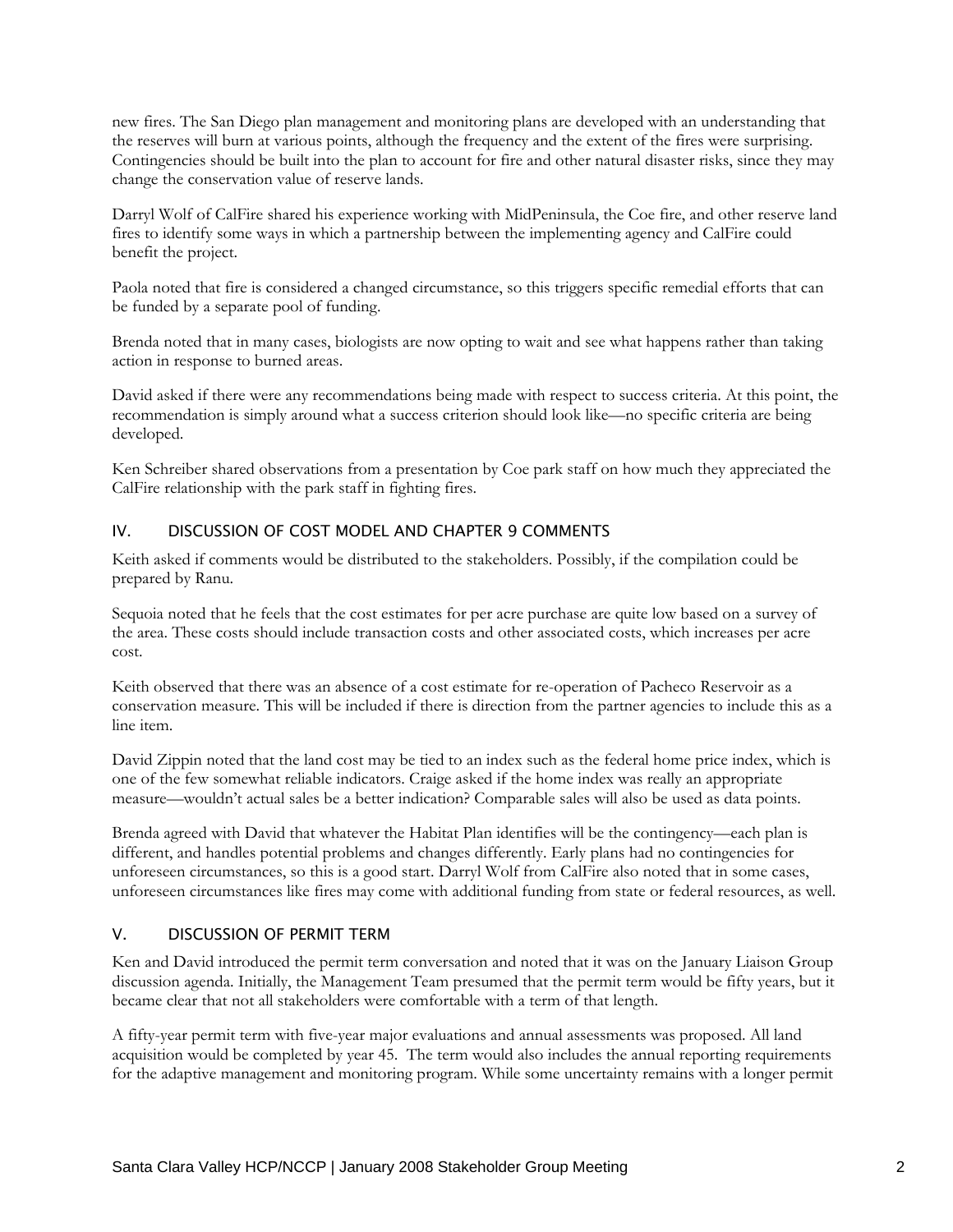new fires. The San Diego plan management and monitoring plans are developed with an understanding that the reserves will burn at various points, although the frequency and the extent of the fires were surprising. Contingencies should be built into the plan to account for fire and other natural disaster risks, since they may change the conservation value of reserve lands.

Darryl Wolf of CalFire shared his experience working with MidPeninsula, the Coe fire, and other reserve land fires to identify some ways in which a partnership between the implementing agency and CalFire could benefit the project.

Paola noted that fire is considered a changed circumstance, so this triggers specific remedial efforts that can be funded by a separate pool of funding.

Brenda noted that in many cases, biologists are now opting to wait and see what happens rather than taking action in response to burned areas.

David asked if there were any recommendations being made with respect to success criteria. At this point, the recommendation is simply around what a success criterion should look like—no specific criteria are being developed.

Ken Schreiber shared observations from a presentation by Coe park staff on how much they appreciated the CalFire relationship with the park staff in fighting fires.

## IV. DISCUSSION OF COST MODEL AND CHAPTER 9 COMMENTS

Keith asked if comments would be distributed to the stakeholders. Possibly, if the compilation could be prepared by Ranu.

Sequoia noted that he feels that the cost estimates for per acre purchase are quite low based on a survey of the area. These costs should include transaction costs and other associated costs, which increases per acre cost.

Keith observed that there was an absence of a cost estimate for re-operation of Pacheco Reservoir as a conservation measure. This will be included if there is direction from the partner agencies to include this as a line item.

David Zippin noted that the land cost may be tied to an index such as the federal home price index, which is one of the few somewhat reliable indicators. Craige asked if the home index was really an appropriate measure—wouldn't actual sales be a better indication? Comparable sales will also be used as data points.

Brenda agreed with David that whatever the Habitat Plan identifies will be the contingency—each plan is different, and handles potential problems and changes differently. Early plans had no contingencies for unforeseen circumstances, so this is a good start. Darryl Wolf from CalFire also noted that in some cases, unforeseen circumstances like fires may come with additional funding from state or federal resources, as well.

## V. DISCUSSION OF PERMIT TERM

Ken and David introduced the permit term conversation and noted that it was on the January Liaison Group discussion agenda. Initially, the Management Team presumed that the permit term would be fifty years, but it became clear that not all stakeholders were comfortable with a term of that length.

A fifty-year permit term with five-year major evaluations and annual assessments was proposed. All land acquisition would be completed by year 45. The term would also includes the annual reporting requirements for the adaptive management and monitoring program. While some uncertainty remains with a longer permit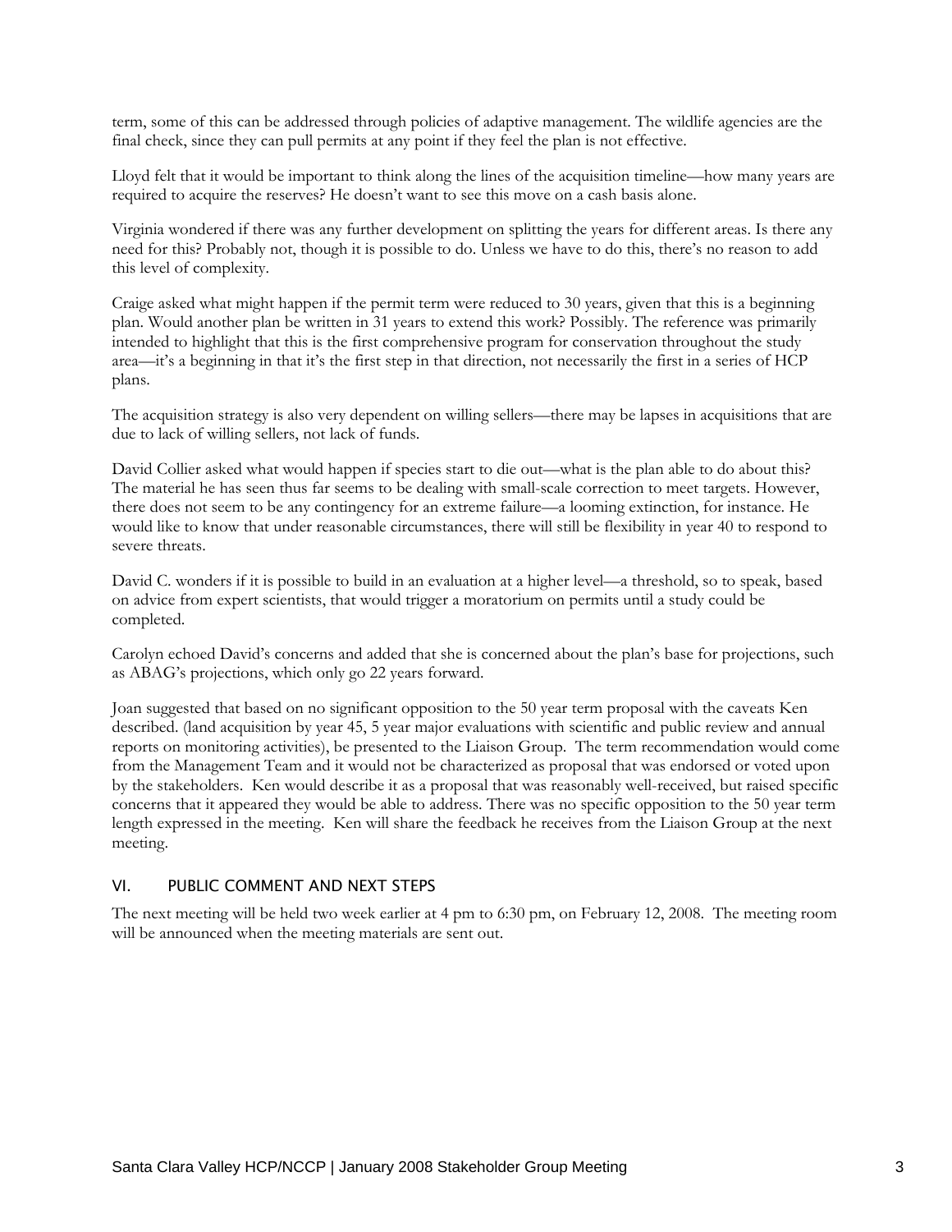term, some of this can be addressed through policies of adaptive management. The wildlife agencies are the final check, since they can pull permits at any point if they feel the plan is not effective.

Lloyd felt that it would be important to think along the lines of the acquisition timeline—how many years are required to acquire the reserves? He doesn't want to see this move on a cash basis alone.

Virginia wondered if there was any further development on splitting the years for different areas. Is there any need for this? Probably not, though it is possible to do. Unless we have to do this, there's no reason to add this level of complexity.

Craige asked what might happen if the permit term were reduced to 30 years, given that this is a beginning plan. Would another plan be written in 31 years to extend this work? Possibly. The reference was primarily intended to highlight that this is the first comprehensive program for conservation throughout the study area—it's a beginning in that it's the first step in that direction, not necessarily the first in a series of HCP plans.

The acquisition strategy is also very dependent on willing sellers—there may be lapses in acquisitions that are due to lack of willing sellers, not lack of funds.

David Collier asked what would happen if species start to die out—what is the plan able to do about this? The material he has seen thus far seems to be dealing with small-scale correction to meet targets. However, there does not seem to be any contingency for an extreme failure—a looming extinction, for instance. He would like to know that under reasonable circumstances, there will still be flexibility in year 40 to respond to severe threats.

David C. wonders if it is possible to build in an evaluation at a higher level—a threshold, so to speak, based on advice from expert scientists, that would trigger a moratorium on permits until a study could be completed.

Carolyn echoed David's concerns and added that she is concerned about the plan's base for projections, such as ABAG's projections, which only go 22 years forward.

Joan suggested that based on no significant opposition to the 50 year term proposal with the caveats Ken described. (land acquisition by year 45, 5 year major evaluations with scientific and public review and annual reports on monitoring activities), be presented to the Liaison Group. The term recommendation would come from the Management Team and it would not be characterized as proposal that was endorsed or voted upon by the stakeholders. Ken would describe it as a proposal that was reasonably well-received, but raised specific concerns that it appeared they would be able to address. There was no specific opposition to the 50 year term length expressed in the meeting. Ken will share the feedback he receives from the Liaison Group at the next meeting.

## VI. PUBLIC COMMENT AND NEXT STEPS

The next meeting will be held two week earlier at 4 pm to 6:30 pm, on February 12, 2008. The meeting room will be announced when the meeting materials are sent out.